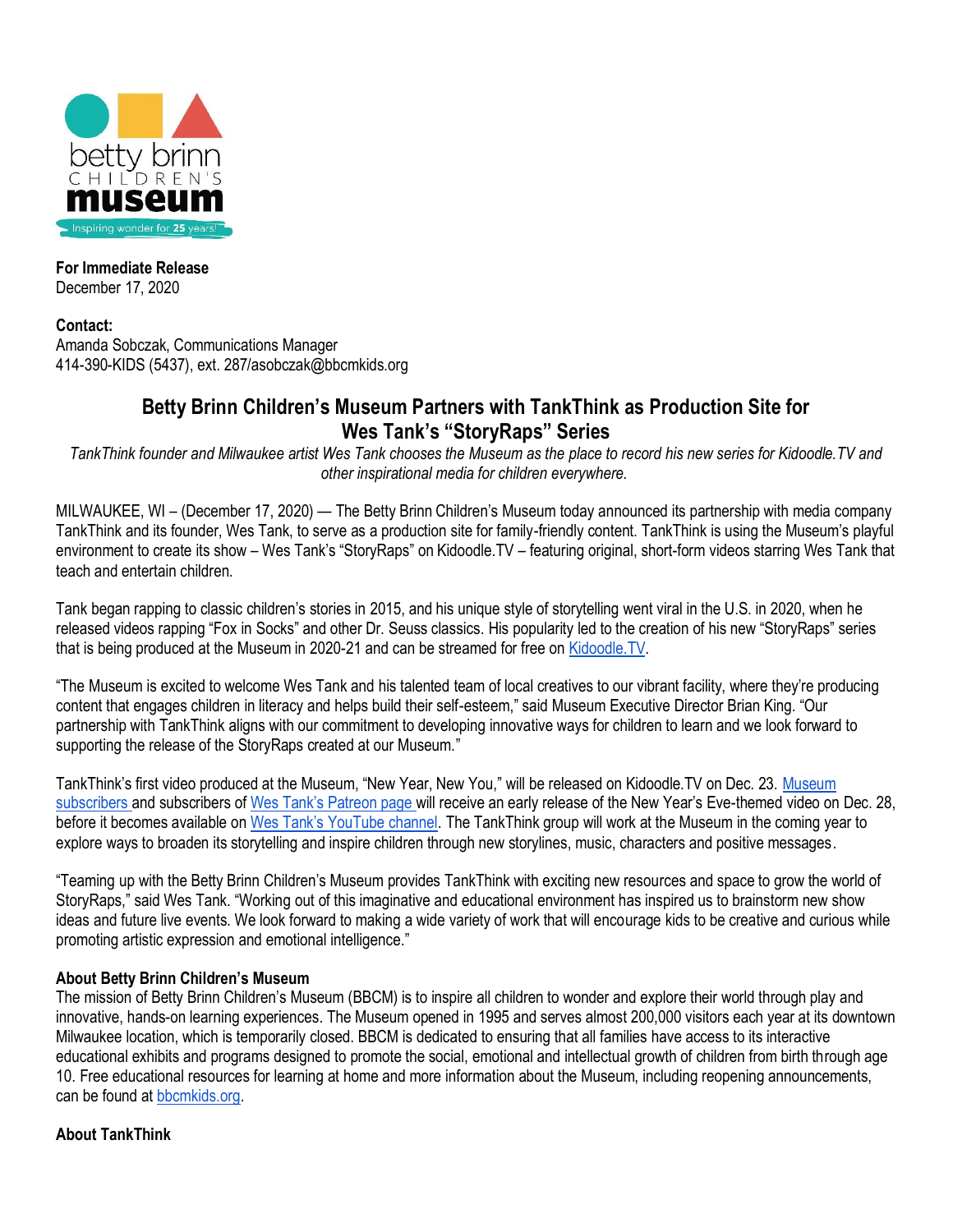betty brinn CHILDREN'S museum

Inspiring wonder for 25 years!

**For Immediate Release**
December 17, 2020

**Contact:**
Amanda Sobczak, Communications Manager
414-390-KIDS (5437), ext. 287/asobczak@bbcmkids.org

## Betty Brinn Children's Museum Partners with TankThink as Production Site for Wes Tank's "StoryRaps" Series

*TankThink founder and Milwaukee artist Wes Tank chooses the Museum as the place to record his new series for Kidoodle.TV and other inspirational media for children everywhere.*

MILWAUKEE, WI – (December 17, 2020) — The Betty Brinn Children's Museum today announced its partnership with media company TankThink and its founder, Wes Tank, to serve as a production site for family-friendly content. TankThink is using the Museum's playful environment to create its show – Wes Tank's "StoryRaps" on Kidoodle.TV – featuring original, short-form videos starring Wes Tank that teach and entertain children.

Tank began rapping to classic children's stories in 2015, and his unique style of storytelling went viral in the U.S. in 2020, when he released videos rapping "Fox in Socks" and other Dr. Seuss classics. His popularity led to the creation of his new "StoryRaps" series that is being produced at the Museum in 2020-21 and can be streamed for free on Kidoodle.TV.

"The Museum is excited to welcome Wes Tank and his talented team of local creatives to our vibrant facility, where they're producing content that engages children in literacy and helps build their self-esteem," said Museum Executive Director Brian King. "Our partnership with TankThink aligns with our commitment to developing innovative ways for children to learn and we look forward to supporting the release of the StoryRaps created at our Museum."

TankThink's first video produced at the Museum, "New Year, New You," will be released on Kidoodle.TV on Dec. 23. Museum subscribers and subscribers of Wes Tank's Patreon page will receive an early release of the New Year's Eve-themed video on Dec. 28, before it becomes available on Wes Tank's YouTube channel. The TankThink group will work at the Museum in the coming year to explore ways to broaden its storytelling and inspire children through new storylines, music, characters and positive messages.

"Teaming up with the Betty Brinn Children's Museum provides TankThink with exciting new resources and space to grow the world of StoryRaps," said Wes Tank. "Working out of this imaginative and educational environment has inspired us to brainstorm new show ideas and future live events. We look forward to making a wide variety of work that will encourage kids to be creative and curious while promoting artistic expression and emotional intelligence."

**About Betty Brinn Children's Museum**
The mission of Betty Brinn Children's Museum (BBCM) is to inspire all children to wonder and explore their world through play and innovative, hands-on learning experiences. The Museum opened in 1995 and serves almost 200,000 visitors each year at its downtown Milwaukee location, which is temporarily closed. BBCM is dedicated to ensuring that all families have access to its interactive educational exhibits and programs designed to promote the social, emotional and intellectual growth of children from birth through age 10. Free educational resources for learning at home and more information about the Museum, including reopening announcements, can be found at bbcmkids.org.

**About TankThink**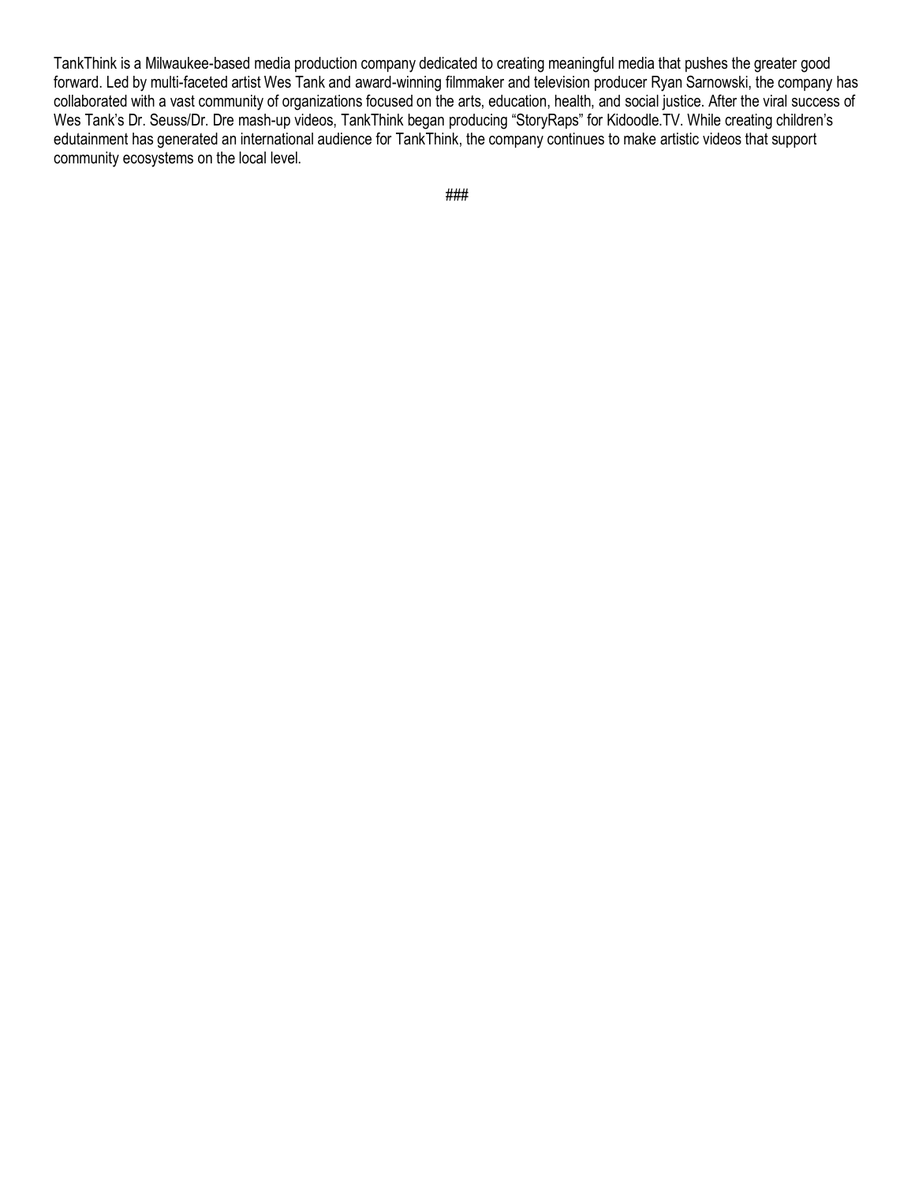TankThink is a Milwaukee-based media production company dedicated to creating meaningful media that pushes the greater good forward. Led by multi-faceted artist Wes Tank and award-winning filmmaker and television producer Ryan Sarnowski, the company has collaborated with a vast community of organizations focused on the arts, education, health, and social justice. After the viral success of Wes Tank's Dr. Seuss/Dr. Dre mash-up videos, TankThink began producing "StoryRaps" for Kidoodle.TV. While creating children's edutainment has generated an international audience for TankThink, the company continues to make artistic videos that support community ecosystems on the local level.

###